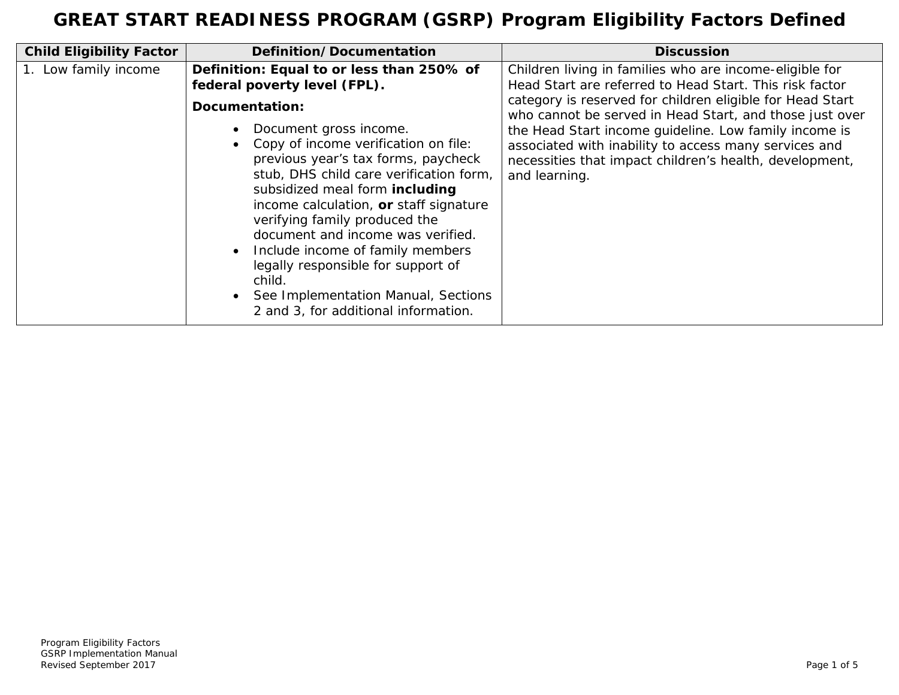# GREAT START READINESS PROGRAM (GSRP) Program Eligibility Factors Defined

| Child Eligibility Factor | Definition/Documentation | Discussion |
|---|---|---|
| 1. Low family income | **Definition: Equal to or less than 250% of federal poverty level (FPL).**<br><br>**Documentation:**<br><br>• Document gross income.<br>• Copy of income verification on file: previous year's tax forms, paycheck stub, DHS child care verification form, subsidized meal form **including** income calculation, **or** staff signature verifying family produced the document and income was verified.<br>• Include income of family members legally responsible for support of child.<br>• See Implementation Manual, Sections 2 and 3, for additional information. | Children living in families who are income-eligible for Head Start are referred to Head Start. This risk factor category is reserved for children eligible for Head Start who cannot be served in Head Start, and those just over the Head Start income guideline. Low family income is associated with inability to access many services and necessities that impact children's health, development, and learning. |

Program Eligibility Factors
GSRP Implementation Manual
Revised September 2017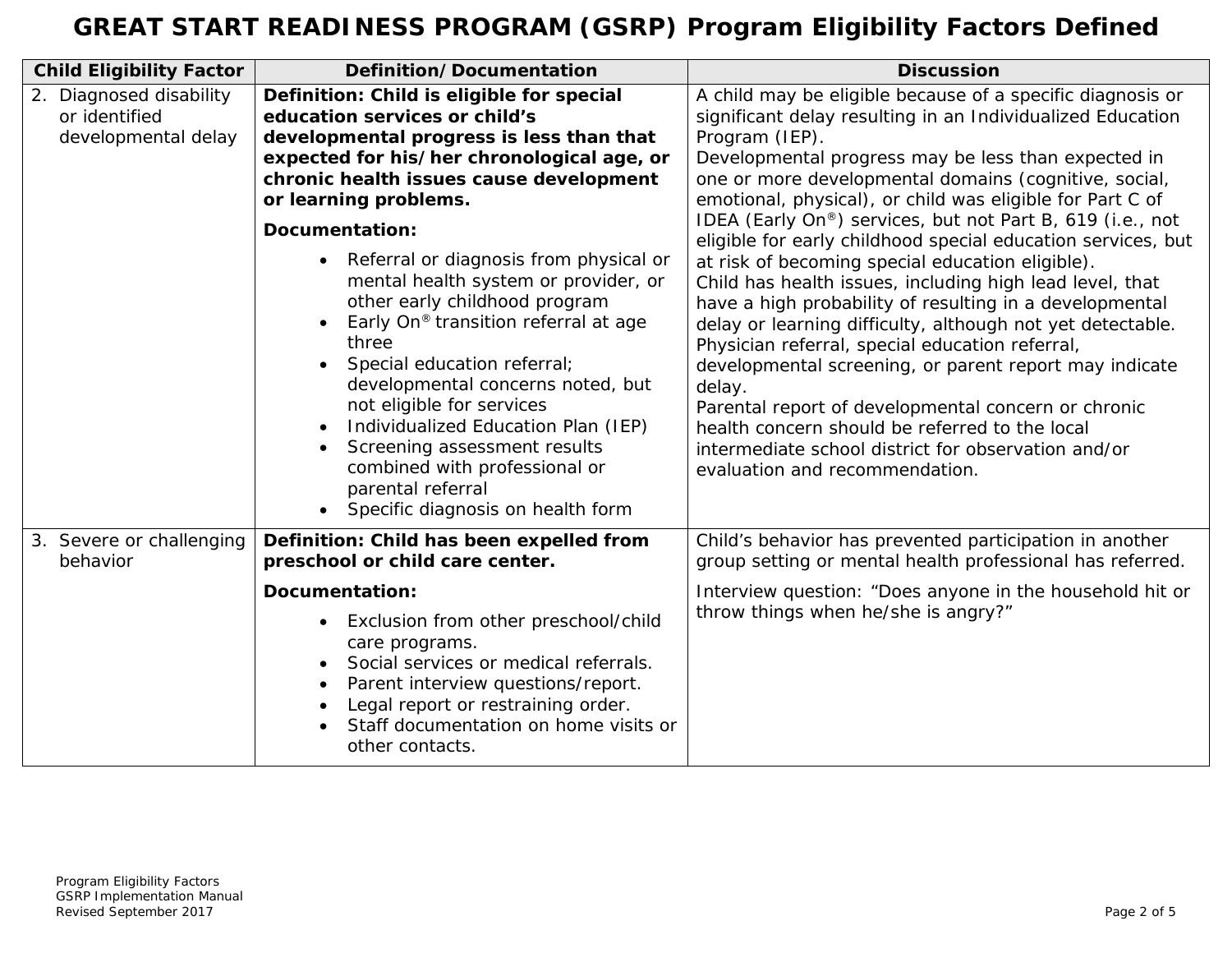# GREAT START READINESS PROGRAM (GSRP) Program Eligibility Factors Defined

| Child Eligibility Factor | Definition/Documentation | Discussion |
|---|---|---|
| 2. Diagnosed disability or identified developmental delay | **Definition: Child is eligible for special education services or child's developmental progress is less than that expected for his/her chronological age, or chronic health issues cause development or learning problems.**<br><br>**Documentation:**<br>• Referral or diagnosis from physical or mental health system or provider, or other early childhood program<br>• Early On® transition referral at age three<br>• Special education referral; developmental concerns noted, but not eligible for services<br>• Individualized Education Plan (IEP)<br>• Screening assessment results combined with professional or parental referral<br>• Specific diagnosis on health form | A child may be eligible because of a specific diagnosis or significant delay resulting in an Individualized Education Program (IEP).<br>Developmental progress may be less than expected in one or more developmental domains (cognitive, social, emotional, physical), or child was eligible for Part C of IDEA (Early On®) services, but not Part B, 619 (i.e., not eligible for early childhood special education services, but at risk of becoming special education eligible).<br>Child has health issues, including high lead level, that have a high probability of resulting in a developmental delay or learning difficulty, although not yet detectable.<br>Physician referral, special education referral, developmental screening, or parent report may indicate delay.<br>Parental report of developmental concern or chronic health concern should be referred to the local intermediate school district for observation and/or evaluation and recommendation. |
| 3. Severe or challenging behavior | **Definition: Child has been expelled from preschool or child care center.**<br><br>**Documentation:**<br>• Exclusion from other preschool/child care programs.<br>• Social services or medical referrals.<br>• Parent interview questions/report.<br>• Legal report or restraining order.<br>• Staff documentation on home visits or other contacts. | Child's behavior has prevented participation in another group setting or mental health professional has referred.<br><br>Interview question: "Does anyone in the household hit or throw things when he/she is angry?" |

Program Eligibility Factors
GSRP Implementation Manual
Revised September 2017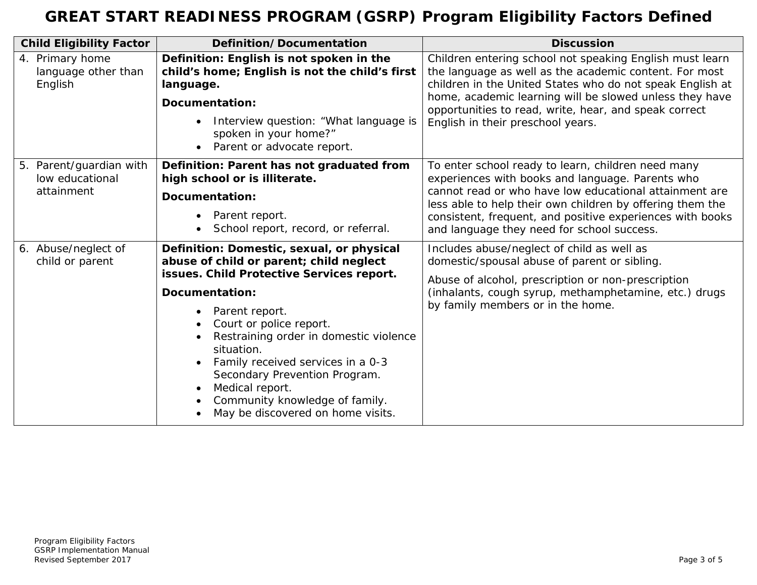# GREAT START READINESS PROGRAM (GSRP) Program Eligibility Factors Defined

| Child Eligibility Factor | Definition/Documentation | Discussion |
| --- | --- | --- |
| 4. Primary home language other than English | **Definition: English is not spoken in the child's home; English is not the child's first language.**<br><br>**Documentation:**<br>• Interview question: "What language is spoken in your home?"<br>• Parent or advocate report. | Children entering school not speaking English must learn the language as well as the academic content. For most children in the United States who do not speak English at home, academic learning will be slowed unless they have opportunities to read, write, hear, and speak correct English in their preschool years. |
| 5. Parent/guardian with low educational attainment | **Definition: Parent has not graduated from high school or is illiterate.**<br><br>**Documentation:**<br>• Parent report.<br>• School report, record, or referral. | To enter school ready to learn, children need many experiences with books and language. Parents who cannot read or who have low educational attainment are less able to help their own children by offering them the consistent, frequent, and positive experiences with books and language they need for school success. |
| 6. Abuse/neglect of child or parent | **Definition: Domestic, sexual, or physical abuse of child or parent; child neglect issues. Child Protective Services report.**<br><br>**Documentation:**<br>• Parent report.<br>• Court or police report.<br>• Restraining order in domestic violence situation.<br>• Family received services in a 0-3 Secondary Prevention Program.<br>• Medical report.<br>• Community knowledge of family.<br>• May be discovered on home visits. | Includes abuse/neglect of child as well as domestic/spousal abuse of parent or sibling.<br><br>Abuse of alcohol, prescription or non-prescription (inhalants, cough syrup, methamphetamine, etc.) drugs by family members or in the home. |

Program Eligibility Factors
GSRP Implementation Manual
Revised September 2017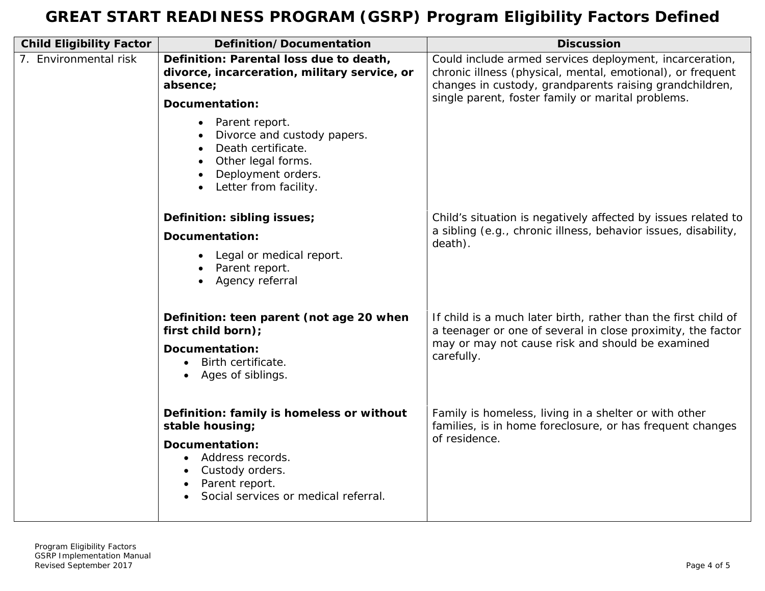# GREAT START READINESS PROGRAM (GSRP) Program Eligibility Factors Defined

| Child Eligibility Factor | Definition/Documentation | Discussion |
|---|---|---|
| 7. Environmental risk | **Definition: Parental loss due to death, divorce, incarceration, military service, or absence;**<br>**Documentation:**<br>• Parent report.<br>• Divorce and custody papers.<br>• Death certificate.<br>• Other legal forms.<br>• Deployment orders.<br>• Letter from facility. | Could include armed services deployment, incarceration, chronic illness (physical, mental, emotional), or frequent changes in custody, grandparents raising grandchildren, single parent, foster family or marital problems. |
| | **Definition: sibling issues;**<br>**Documentation:**<br>• Legal or medical report.<br>• Parent report.<br>• Agency referral | Child's situation is negatively affected by issues related to a sibling (e.g., chronic illness, behavior issues, disability, death). |
| | **Definition: teen parent (not age 20 when first child born);**<br>**Documentation:**<br>• Birth certificate.<br>• Ages of siblings. | If child is a much later birth, rather than the first child of a teenager or one of several in close proximity, the factor may or may not cause risk and should be examined carefully. |
| | **Definition: family is homeless or without stable housing;**<br>**Documentation:**<br>• Address records.<br>• Custody orders.<br>• Parent report.<br>• Social services or medical referral. | Family is homeless, living in a shelter or with other families, is in home foreclosure, or has frequent changes of residence. |

Program Eligibility Factors
GSRP Implementation Manual
Revised September 2017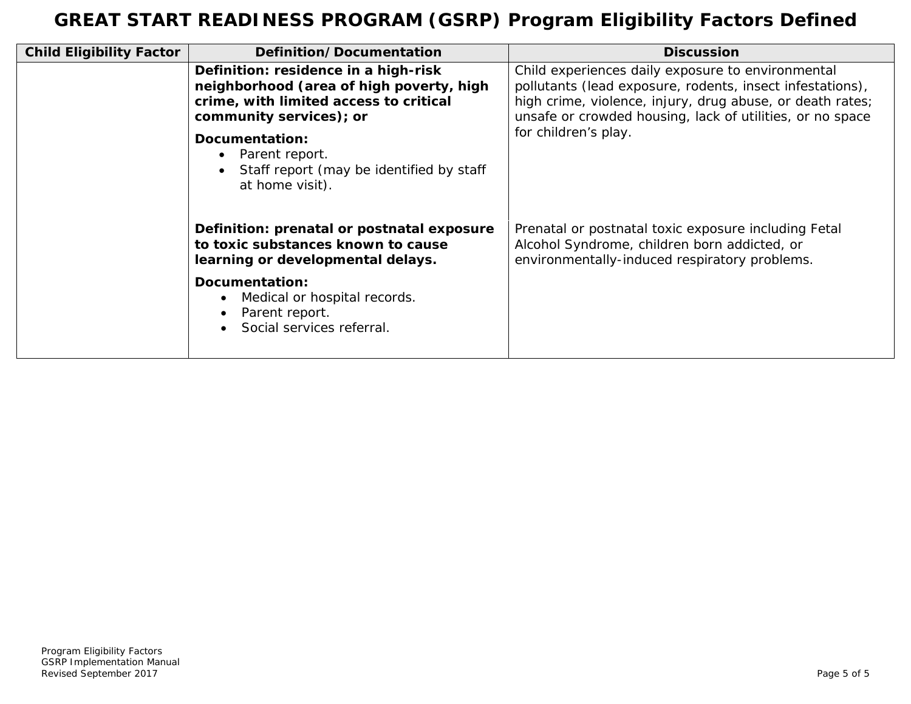# GREAT START READINESS PROGRAM (GSRP) Program Eligibility Factors Defined

| Child Eligibility Factor | Definition/Documentation | Discussion |
|---|---|---|
| | **Definition: residence in a high-risk neighborhood (area of high poverty, high crime, with limited access to critical community services); or**<br><br>**Documentation:**<br>• Parent report.<br>• Staff report (may be identified by staff at home visit). | Child experiences daily exposure to environmental pollutants (lead exposure, rodents, insect infestations), high crime, violence, injury, drug abuse, or death rates; unsafe or crowded housing, lack of utilities, or no space for children's play. |
| | **Definition: prenatal or postnatal exposure to toxic substances known to cause learning or developmental delays.**<br><br>**Documentation:**<br>• Medical or hospital records.<br>• Parent report.<br>• Social services referral. | Prenatal or postnatal toxic exposure including Fetal Alcohol Syndrome, children born addicted, or environmentally-induced respiratory problems. |